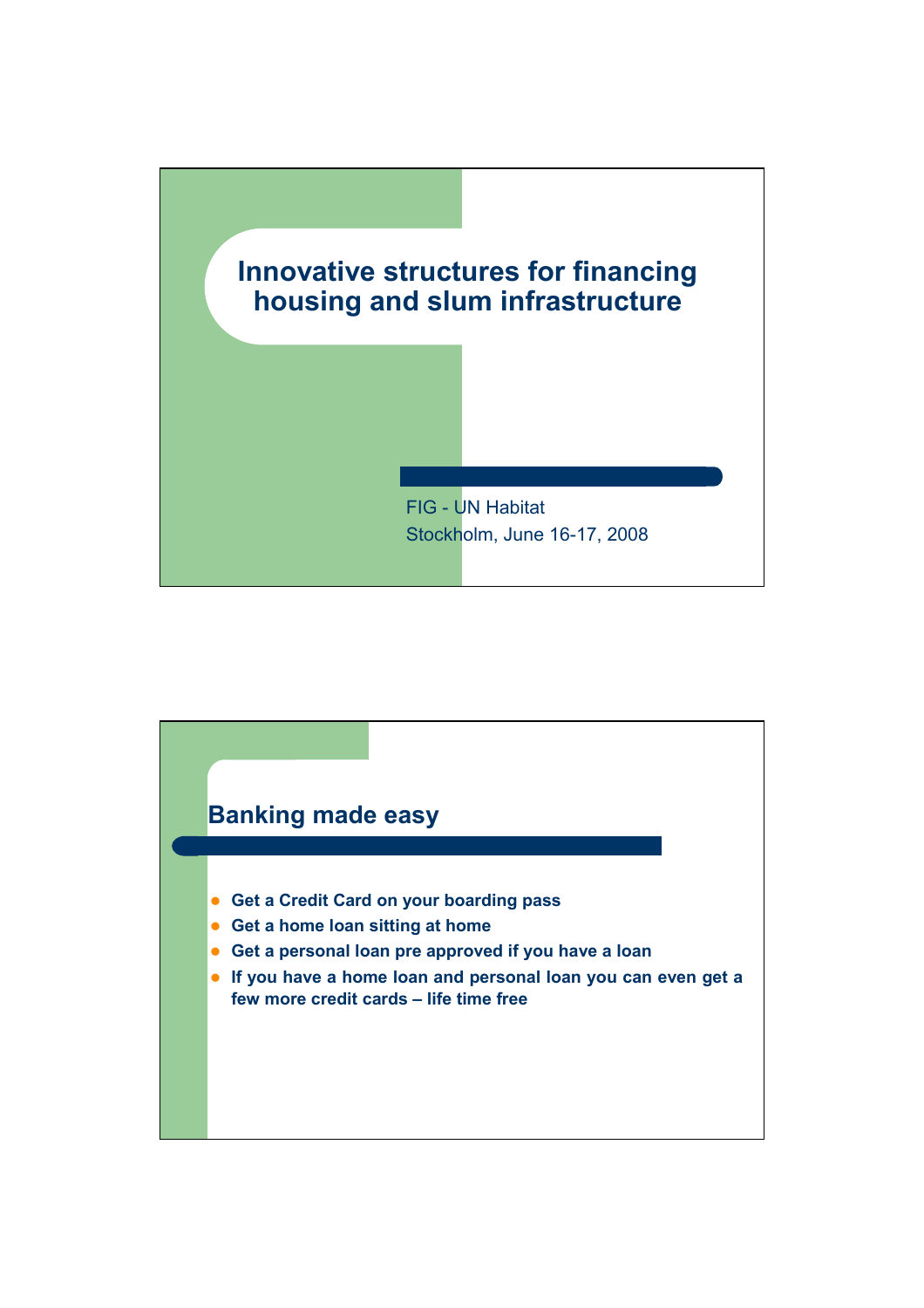# Innovative structures for financing housing and slum infrastructure

FIG - UN Habitat
Stockholm, June 16-17, 2008

## Banking made easy

- Get a Credit Card on your boarding pass
- Get a home loan sitting at home
- Get a personal loan pre approved if you have a loan
- If you have a home loan and personal loan you can even get a few more credit cards – life time free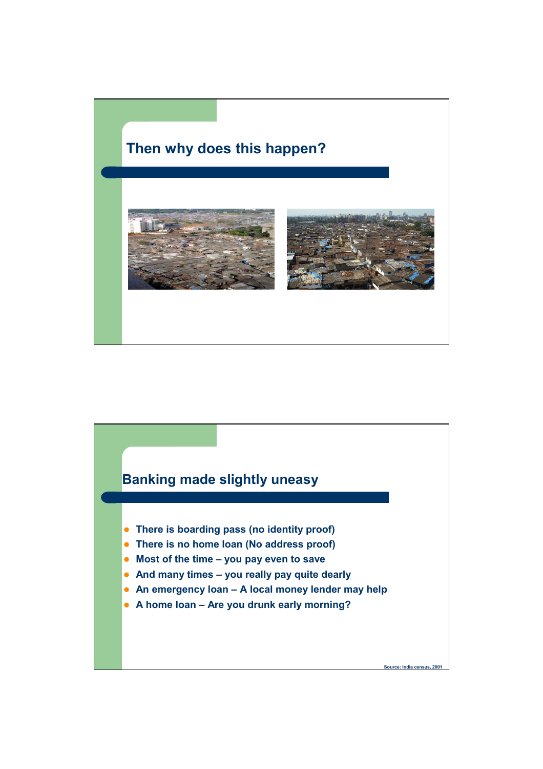## Then why does this happen?

## Banking made slightly uneasy

- There is boarding pass (no identity proof)
- There is no home loan (No address proof)
- Most of the time – you pay even to save
- And many times – you really pay quite dearly
- An emergency loan – A local money lender may help
- A home loan – Are you drunk early morning?

Source: India census, 2001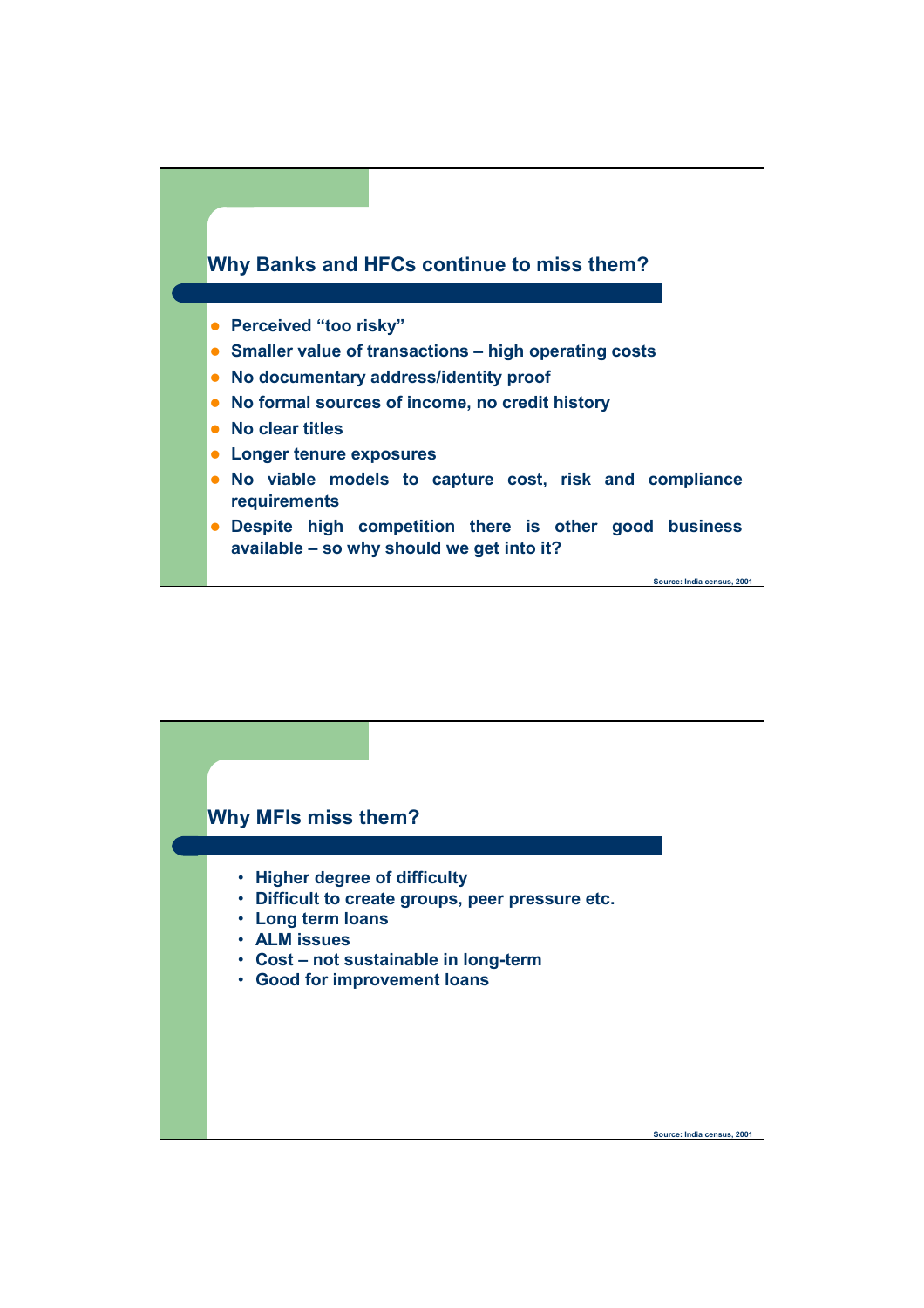## Why Banks and HFCs continue to miss them?

- Perceived "too risky"
- Smaller value of transactions – high operating costs
- No documentary address/identity proof
- No formal sources of income, no credit history
- No clear titles
- Longer tenure exposures
- No viable models to capture cost, risk and compliance requirements
- Despite high competition there is other good business available – so why should we get into it?

Source: India census, 2001

## Why MFIs miss them?

- Higher degree of difficulty
- Difficult to create groups, peer pressure etc.
- Long term loans
- ALM issues
- Cost – not sustainable in long-term
- Good for improvement loans

Source: India census, 2001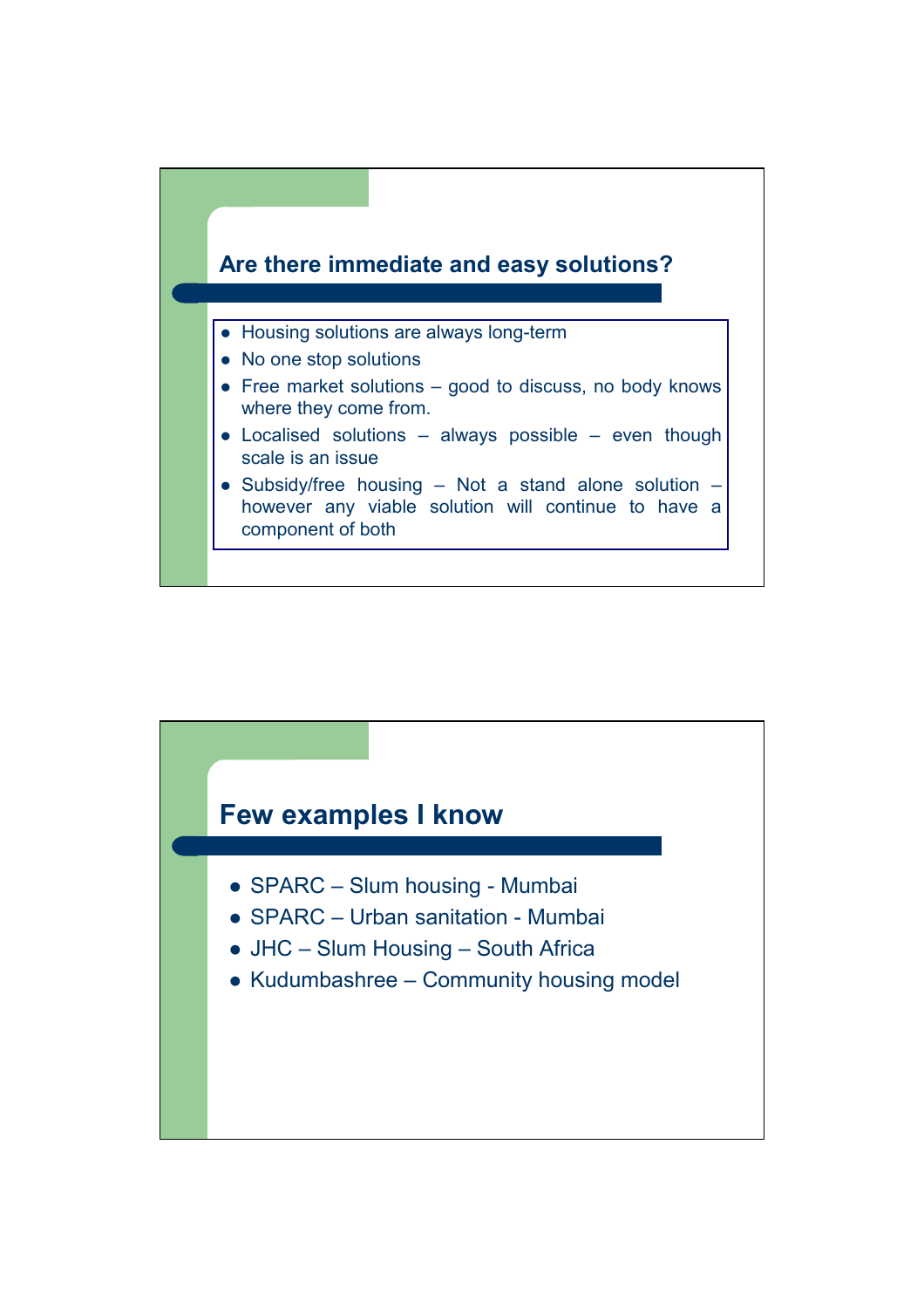## Are there immediate and easy solutions?

- Housing solutions are always long-term
- No one stop solutions
- Free market solutions – good to discuss, no body knows where they come from.
- Localised solutions – always possible – even though scale is an issue
- Subsidy/free housing – Not a stand alone solution – however any viable solution will continue to have a component of both

## Few examples I know

- SPARC – Slum housing - Mumbai
- SPARC – Urban sanitation - Mumbai
- JHC – Slum Housing – South Africa
- Kudumbashree – Community housing model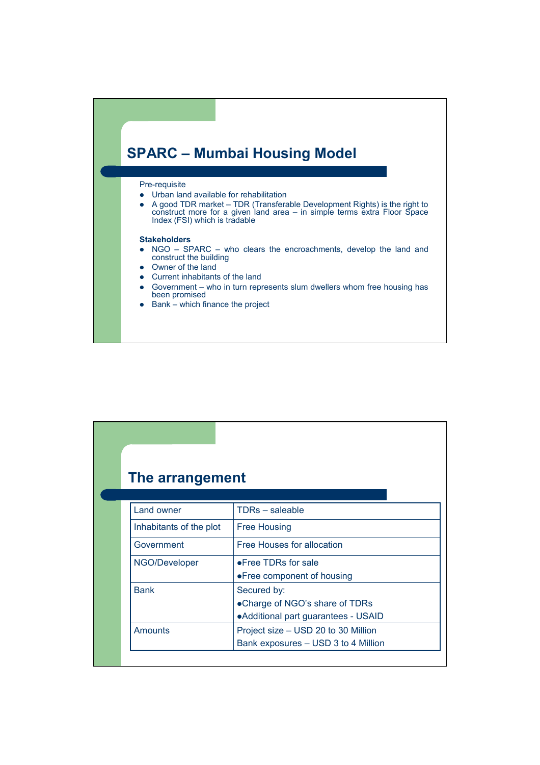## SPARC – Mumbai Housing Model

Pre-requisite

- Urban land available for rehabilitation
- A good TDR market – TDR (Transferable Development Rights) is the right to construct more for a given land area – in simple terms extra Floor Space Index (FSI) which is tradable

**Stakeholders**

- NGO – SPARC – who clears the encroachments, develop the land and construct the building
- Owner of the land
- Current inhabitants of the land
- Government – who in turn represents slum dwellers whom free housing has been promised
- Bank – which finance the project

## The arrangement

| | |
|---|---|
| Land owner | TDRs – saleable |
| Inhabitants of the plot | Free Housing |
| Government | Free Houses for allocation |
| NGO/Developer | •Free TDRs for sale<br>•Free component of housing |
| Bank | Secured by:<br>•Charge of NGO's share of TDRs<br>•Additional part guarantees - USAID |
| Amounts | Project size – USD 20 to 30 Million<br>Bank exposures – USD 3 to 4 Million |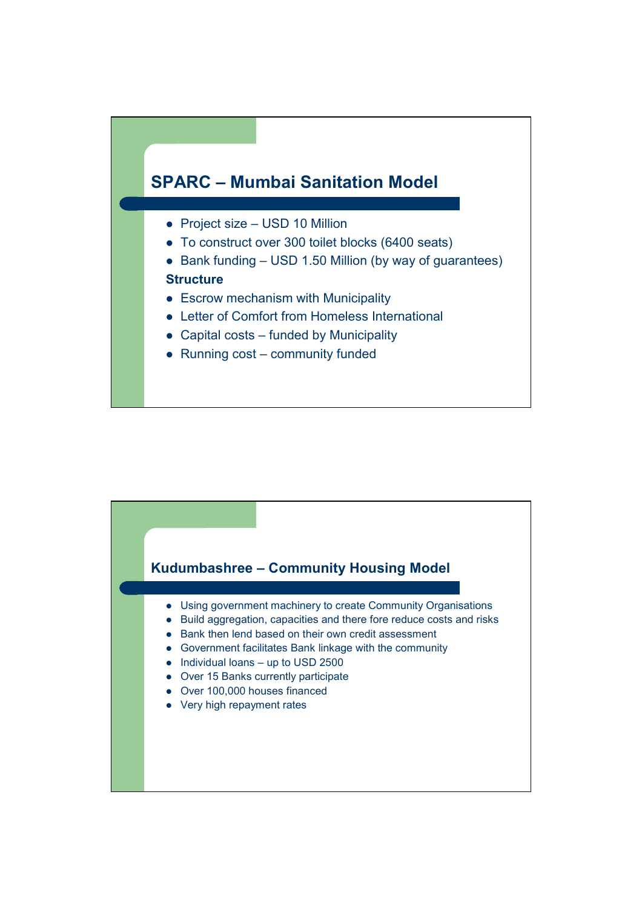## SPARC – Mumbai Sanitation Model

- Project size – USD 10 Million
- To construct over 300 toilet blocks (6400 seats)
- Bank funding – USD 1.50 Million (by way of guarantees)

**Structure**

- Escrow mechanism with Municipality
- Letter of Comfort from Homeless International
- Capital costs – funded by Municipality
- Running cost – community funded

## Kudumbashree – Community Housing Model

- Using government machinery to create Community Organisations
- Build aggregation, capacities and there fore reduce costs and risks
- Bank then lend based on their own credit assessment
- Government facilitates Bank linkage with the community
- Individual loans – up to USD 2500
- Over 15 Banks currently participate
- Over 100,000 houses financed
- Very high repayment rates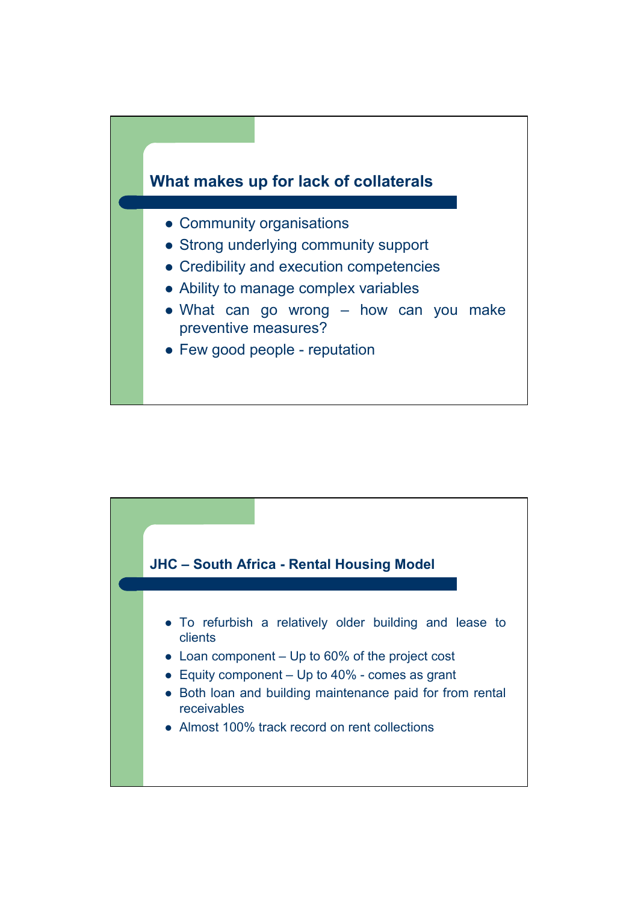## What makes up for lack of collaterals

- Community organisations
- Strong underlying community support
- Credibility and execution competencies
- Ability to manage complex variables
- What can go wrong – how can you make preventive measures?
- Few good people - reputation

## JHC – South Africa - Rental Housing Model

- To refurbish a relatively older building and lease to clients
- Loan component – Up to 60% of the project cost
- Equity component – Up to 40% - comes as grant
- Both loan and building maintenance paid for from rental receivables
- Almost 100% track record on rent collections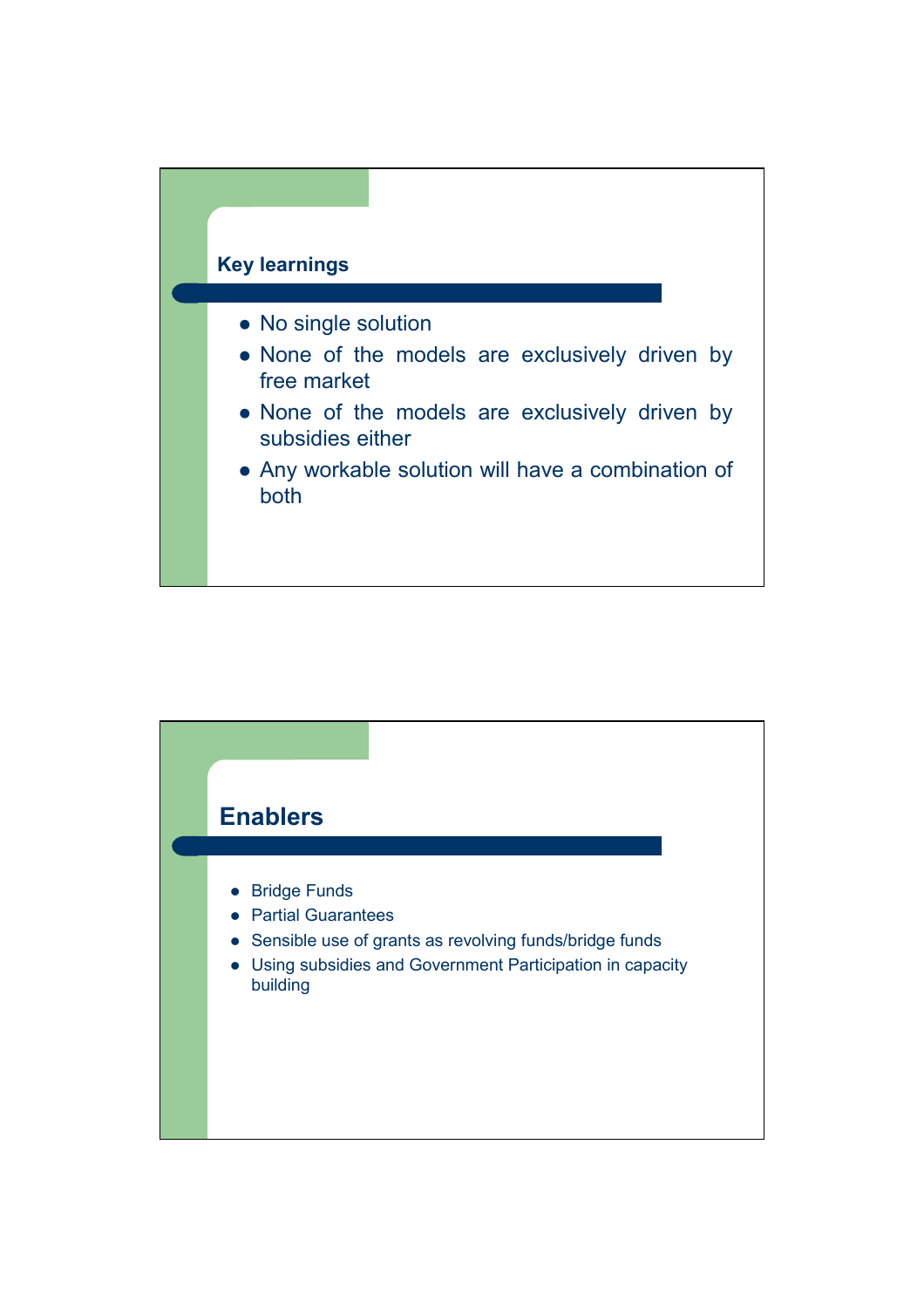## Key learnings

- No single solution
- None of the models are exclusively driven by free market
- None of the models are exclusively driven by subsidies either
- Any workable solution will have a combination of both

## Enablers

- Bridge Funds
- Partial Guarantees
- Sensible use of grants as revolving funds/bridge funds
- Using subsidies and Government Participation in capacity building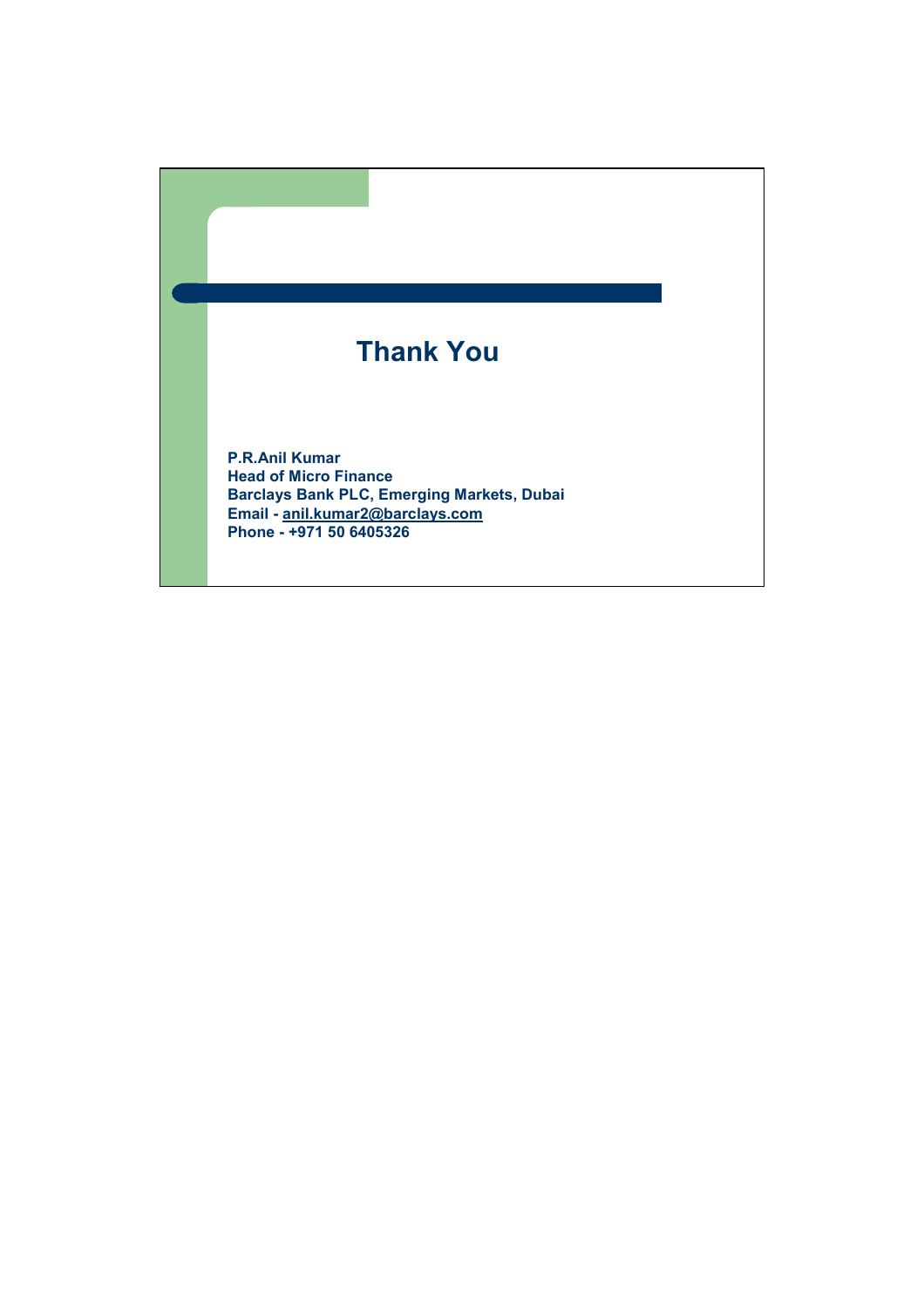# Thank You

**P.R.Anil Kumar**
**Head of Micro Finance**
**Barclays Bank PLC, Emerging Markets, Dubai**
**Email - anil.kumar2@barclays.com**
**Phone - +971 50 6405326**